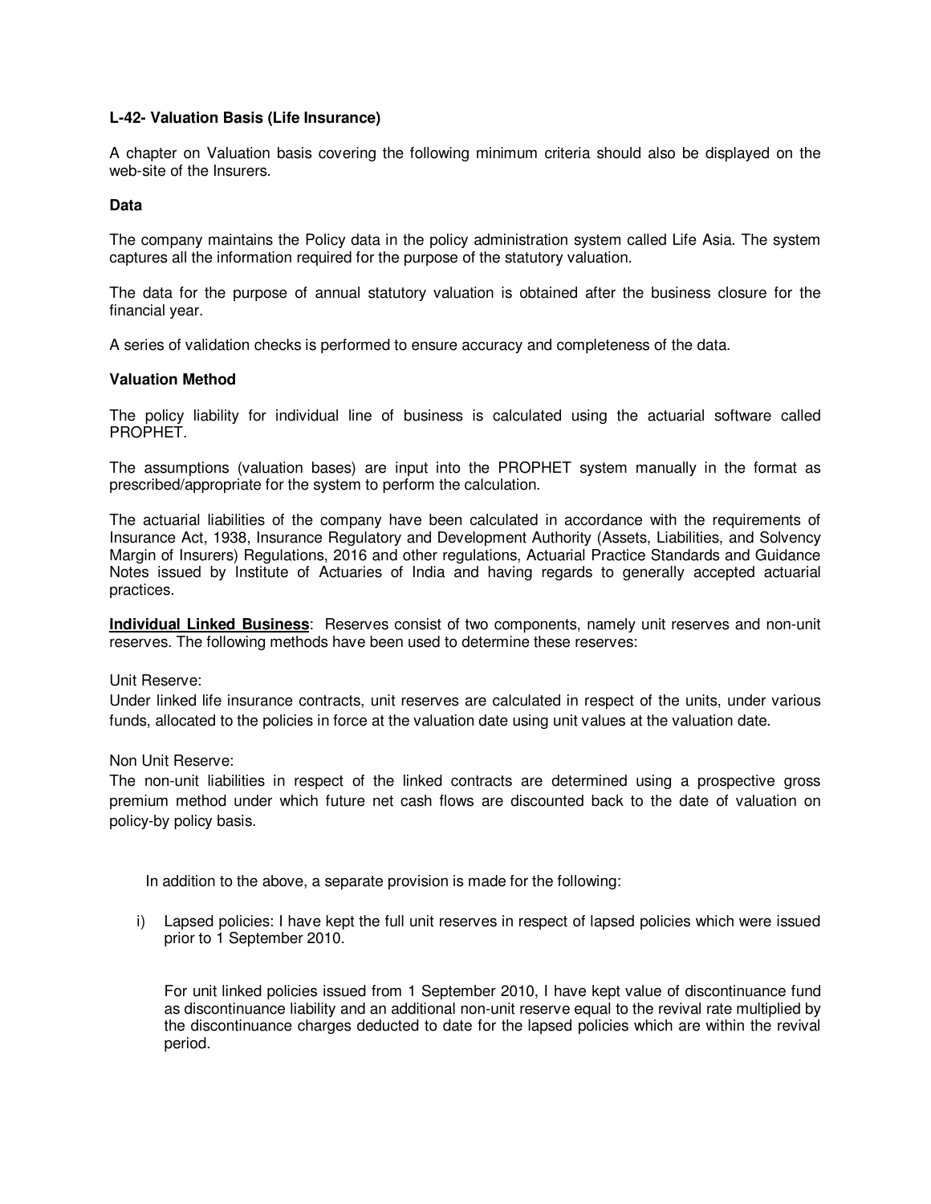**L-42- Valuation Basis (Life Insurance)**

A chapter on Valuation basis covering the following minimum criteria should also be displayed on the web-site of the Insurers.

**Data**

The company maintains the Policy data in the policy administration system called Life Asia. The system captures all the information required for the purpose of the statutory valuation.

The data for the purpose of annual statutory valuation is obtained after the business closure for the financial year.

A series of validation checks is performed to ensure accuracy and completeness of the data.

**Valuation Method**

The policy liability for individual line of business is calculated using the actuarial software called PROPHET.

The assumptions (valuation bases) are input into the PROPHET system manually in the format as prescribed/appropriate for the system to perform the calculation.

The actuarial liabilities of the company have been calculated in accordance with the requirements of Insurance Act, 1938, Insurance Regulatory and Development Authority (Assets, Liabilities, and Solvency Margin of Insurers) Regulations, 2016 and other regulations, Actuarial Practice Standards and Guidance Notes issued by Institute of Actuaries of India and having regards to generally accepted actuarial practices.

**Individual Linked Business**: Reserves consist of two components, namely unit reserves and non-unit reserves. The following methods have been used to determine these reserves:

Unit Reserve:
Under linked life insurance contracts, unit reserves are calculated in respect of the units, under various funds, allocated to the policies in force at the valuation date using unit values at the valuation date.

Non Unit Reserve:
The non-unit liabilities in respect of the linked contracts are determined using a prospective gross premium method under which future net cash flows are discounted back to the date of valuation on policy-by policy basis.

In addition to the above, a separate provision is made for the following:

i) Lapsed policies: I have kept the full unit reserves in respect of lapsed policies which were issued prior to 1 September 2010.

   For unit linked policies issued from 1 September 2010, I have kept value of discontinuance fund as discontinuance liability and an additional non-unit reserve equal to the revival rate multiplied by the discontinuance charges deducted to date for the lapsed policies which are within the revival period.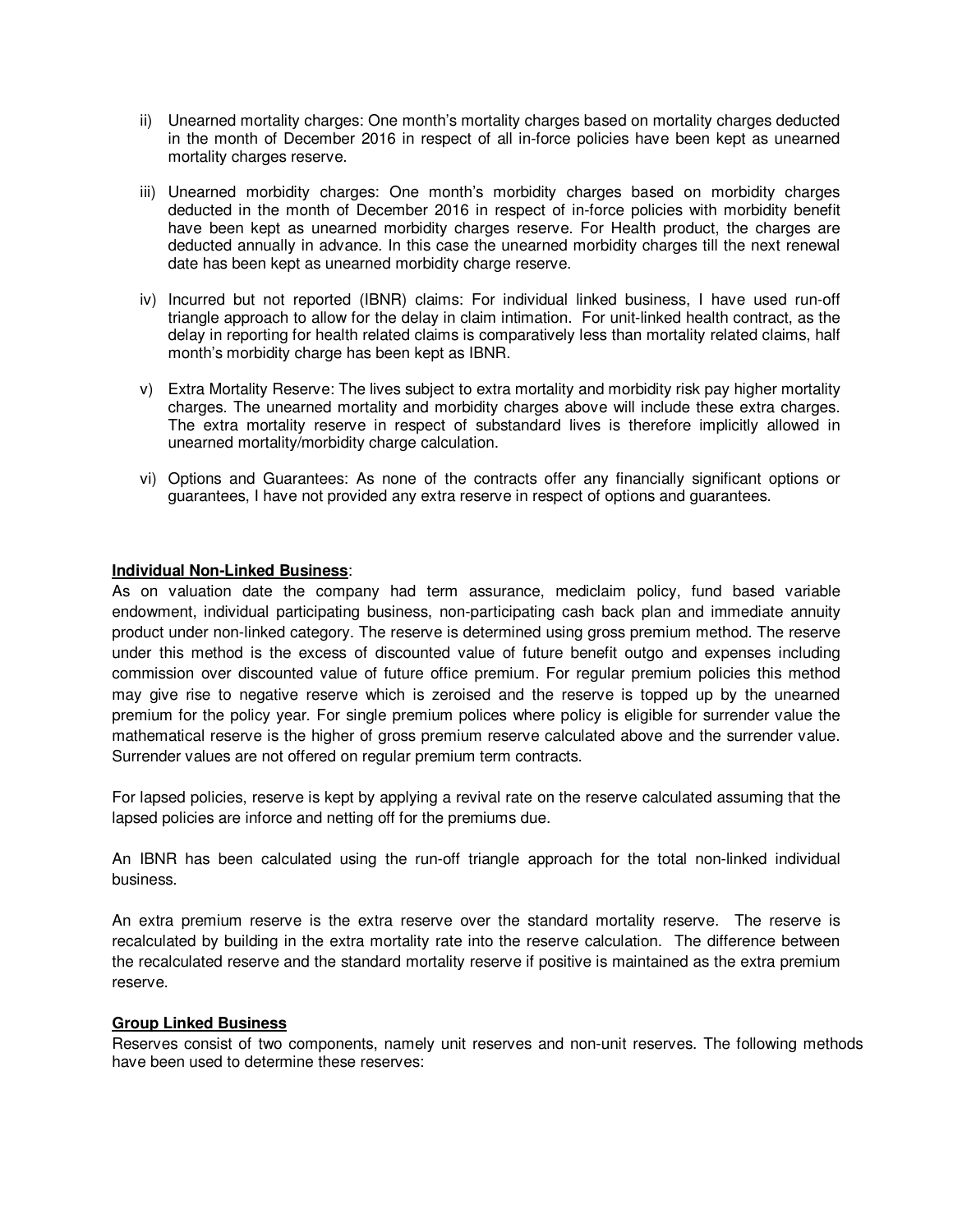ii) Unearned mortality charges: One month's mortality charges based on mortality charges deducted in the month of December 2016 in respect of all in-force policies have been kept as unearned mortality charges reserve.

iii) Unearned morbidity charges: One month's morbidity charges based on morbidity charges deducted in the month of December 2016 in respect of in-force policies with morbidity benefit have been kept as unearned morbidity charges reserve. For Health product, the charges are deducted annually in advance. In this case the unearned morbidity charges till the next renewal date has been kept as unearned morbidity charge reserve.

iv) Incurred but not reported (IBNR) claims: For individual linked business, I have used run-off triangle approach to allow for the delay in claim intimation. For unit-linked health contract, as the delay in reporting for health related claims is comparatively less than mortality related claims, half month's morbidity charge has been kept as IBNR.

v) Extra Mortality Reserve: The lives subject to extra mortality and morbidity risk pay higher mortality charges. The unearned mortality and morbidity charges above will include these extra charges. The extra mortality reserve in respect of substandard lives is therefore implicitly allowed in unearned mortality/morbidity charge calculation.

vi) Options and Guarantees: As none of the contracts offer any financially significant options or guarantees, I have not provided any extra reserve in respect of options and guarantees.

**Individual Non-Linked Business**:

As on valuation date the company had term assurance, mediclaim policy, fund based variable endowment, individual participating business, non-participating cash back plan and immediate annuity product under non-linked category. The reserve is determined using gross premium method. The reserve under this method is the excess of discounted value of future benefit outgo and expenses including commission over discounted value of future office premium. For regular premium policies this method may give rise to negative reserve which is zeroised and the reserve is topped up by the unearned premium for the policy year. For single premium polices where policy is eligible for surrender value the mathematical reserve is the higher of gross premium reserve calculated above and the surrender value. Surrender values are not offered on regular premium term contracts.

For lapsed policies, reserve is kept by applying a revival rate on the reserve calculated assuming that the lapsed policies are inforce and netting off for the premiums due.

An IBNR has been calculated using the run-off triangle approach for the total non-linked individual business.

An extra premium reserve is the extra reserve over the standard mortality reserve. The reserve is recalculated by building in the extra mortality rate into the reserve calculation. The difference between the recalculated reserve and the standard mortality reserve if positive is maintained as the extra premium reserve.

**Group Linked Business**

Reserves consist of two components, namely unit reserves and non-unit reserves. The following methods have been used to determine these reserves: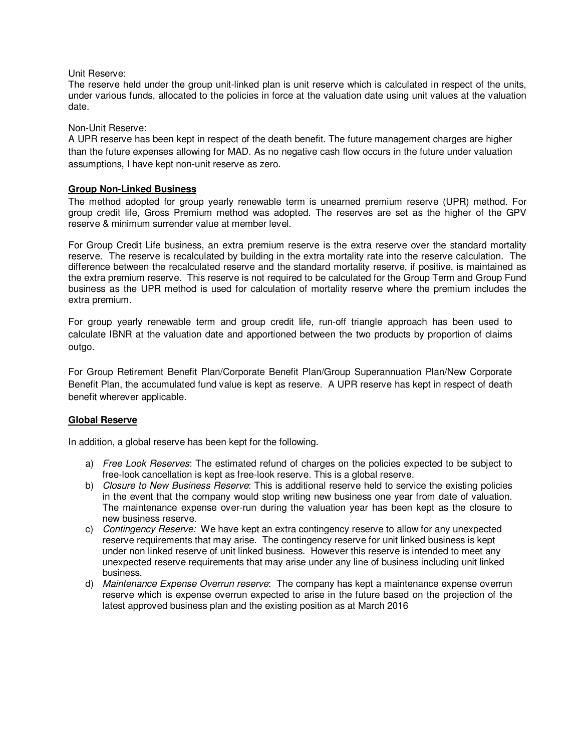Unit Reserve:
The reserve held under the group unit-linked plan is unit reserve which is calculated in respect of the units, under various funds, allocated to the policies in force at the valuation date using unit values at the valuation date.

Non-Unit Reserve:
A UPR reserve has been kept in respect of the death benefit. The future management charges are higher than the future expenses allowing for MAD. As no negative cash flow occurs in the future under valuation assumptions, I have kept non-unit reserve as zero.

**Group Non-Linked Business**

The method adopted for group yearly renewable term is unearned premium reserve (UPR) method. For group credit life, Gross Premium method was adopted. The reserves are set as the higher of the GPV reserve & minimum surrender value at member level.

For Group Credit Life business, an extra premium reserve is the extra reserve over the standard mortality reserve. The reserve is recalculated by building in the extra mortality rate into the reserve calculation. The difference between the recalculated reserve and the standard mortality reserve, if positive, is maintained as the extra premium reserve. This reserve is not required to be calculated for the Group Term and Group Fund business as the UPR method is used for calculation of mortality reserve where the premium includes the extra premium.

For group yearly renewable term and group credit life, run-off triangle approach has been used to calculate IBNR at the valuation date and apportioned between the two products by proportion of claims outgo.

For Group Retirement Benefit Plan/Corporate Benefit Plan/Group Superannuation Plan/New Corporate Benefit Plan, the accumulated fund value is kept as reserve. A UPR reserve has kept in respect of death benefit wherever applicable.

**Global Reserve**

In addition, a global reserve has been kept for the following.

a) *Free Look Reserves*: The estimated refund of charges on the policies expected to be subject to free-look cancellation is kept as free-look reserve. This is a global reserve.
b) *Closure to New Business Reserve*: This is additional reserve held to service the existing policies in the event that the company would stop writing new business one year from date of valuation. The maintenance expense over-run during the valuation year has been kept as the closure to new business reserve.
c) *Contingency Reserve:* We have kept an extra contingency reserve to allow for any unexpected reserve requirements that may arise. The contingency reserve for unit linked business is kept under non linked reserve of unit linked business. However this reserve is intended to meet any unexpected reserve requirements that may arise under any line of business including unit linked business.
d) *Maintenance Expense Overrun reserve*: The company has kept a maintenance expense overrun reserve which is expense overrun expected to arise in the future based on the projection of the latest approved business plan and the existing position as at March 2016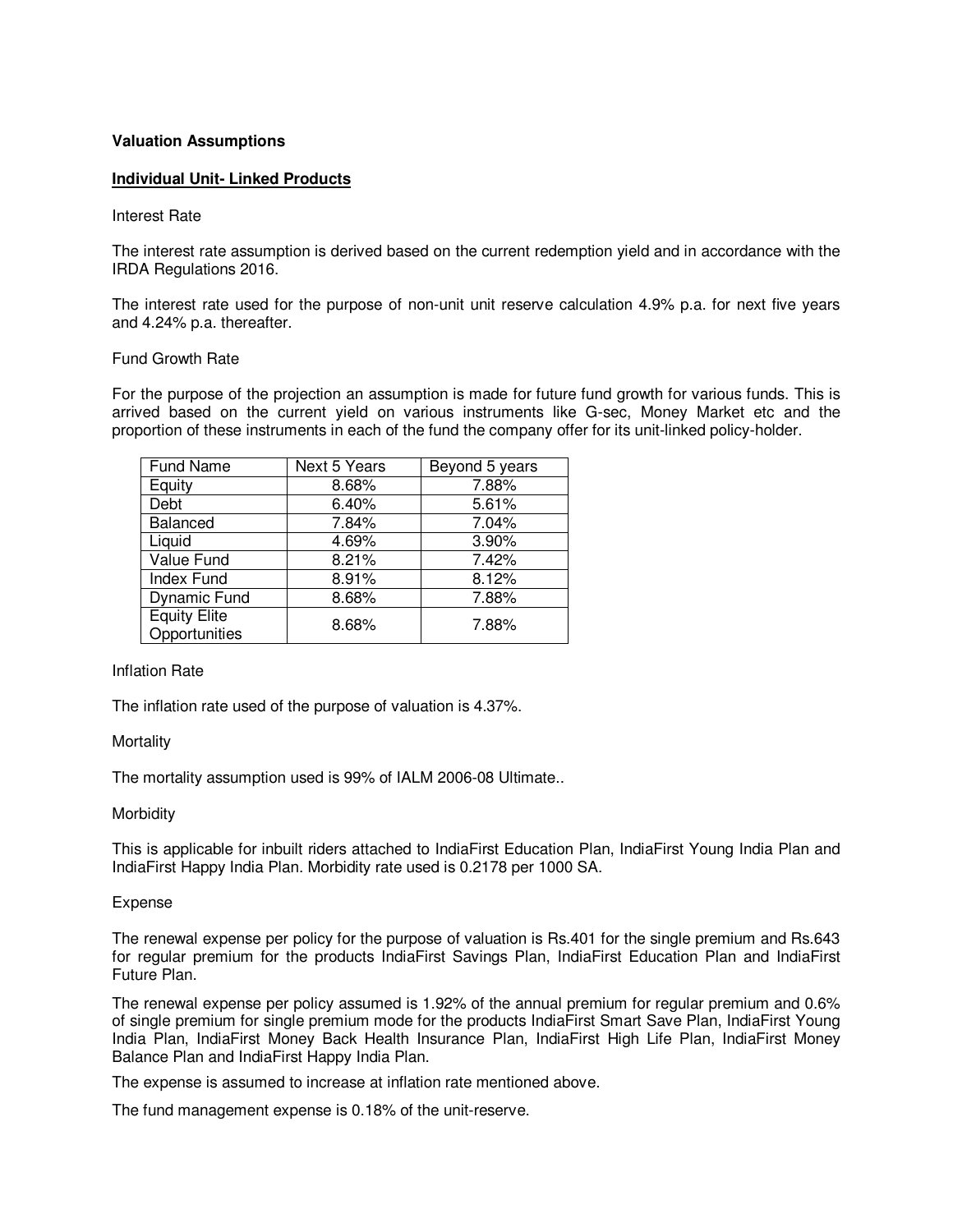**Valuation Assumptions**

**Individual Unit- Linked Products**

Interest Rate

The interest rate assumption is derived based on the current redemption yield and in accordance with the IRDA Regulations 2016.

The interest rate used for the purpose of non-unit unit reserve calculation 4.9% p.a. for next five years and 4.24% p.a. thereafter.

Fund Growth Rate

For the purpose of the projection an assumption is made for future fund growth for various funds. This is arrived based on the current yield on various instruments like G-sec, Money Market etc and the proportion of these instruments in each of the fund the company offer for its unit-linked policy-holder.

| Fund Name | Next 5 Years | Beyond 5 years |
|---|---|---|
| Equity | 8.68% | 7.88% |
| Debt | 6.40% | 5.61% |
| Balanced | 7.84% | 7.04% |
| Liquid | 4.69% | 3.90% |
| Value Fund | 8.21% | 7.42% |
| Index Fund | 8.91% | 8.12% |
| Dynamic Fund | 8.68% | 7.88% |
| Equity Elite Opportunities | 8.68% | 7.88% |

Inflation Rate

The inflation rate used of the purpose of valuation is 4.37%.

Mortality

The mortality assumption used is 99% of IALM 2006-08 Ultimate..

Morbidity

This is applicable for inbuilt riders attached to IndiaFirst Education Plan, IndiaFirst Young India Plan and IndiaFirst Happy India Plan. Morbidity rate used is 0.2178 per 1000 SA.

Expense

The renewal expense per policy for the purpose of valuation is Rs.401 for the single premium and Rs.643 for regular premium for the products IndiaFirst Savings Plan, IndiaFirst Education Plan and IndiaFirst Future Plan.

The renewal expense per policy assumed is 1.92% of the annual premium for regular premium and 0.6% of single premium for single premium mode for the products IndiaFirst Smart Save Plan, IndiaFirst Young India Plan, IndiaFirst Money Back Health Insurance Plan, IndiaFirst High Life Plan, IndiaFirst Money Balance Plan and IndiaFirst Happy India Plan.

The expense is assumed to increase at inflation rate mentioned above.

The fund management expense is 0.18% of the unit-reserve.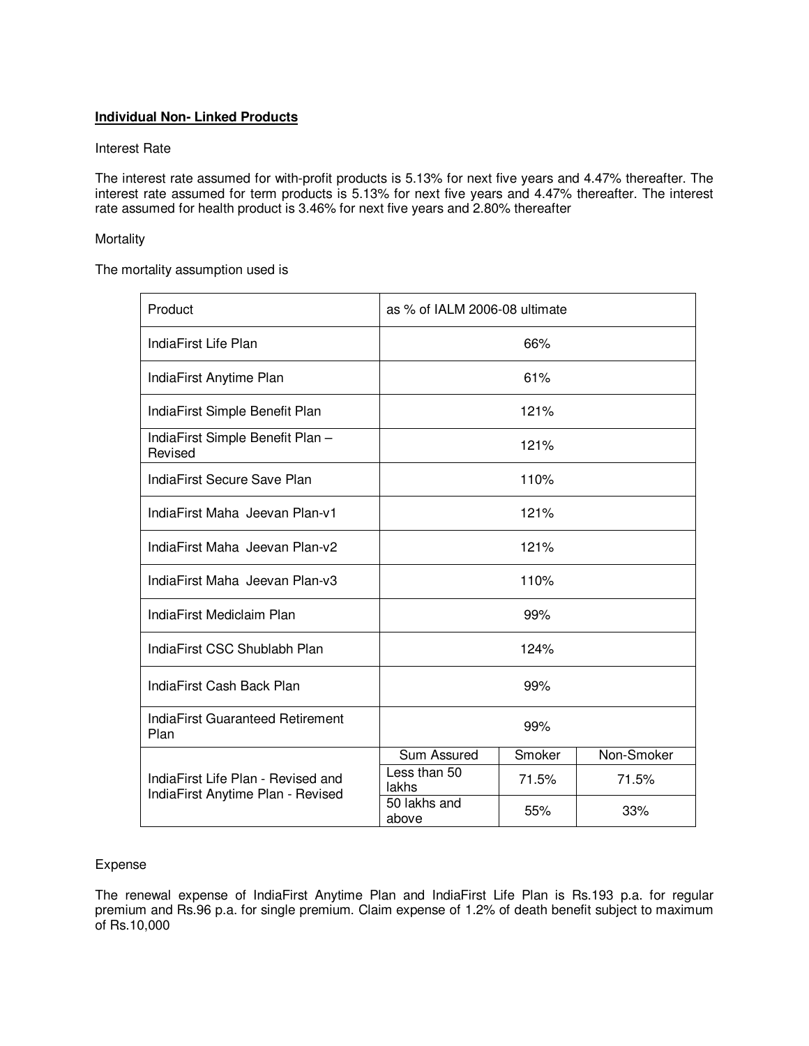**Individual Non- Linked Products**

Interest Rate

The interest rate assumed for with-profit products is 5.13% for next five years and 4.47% thereafter. The interest rate assumed for term products is 5.13% for next five years and 4.47% thereafter. The interest rate assumed for health product is 3.46% for next five years and 2.80% thereafter

Mortality

The mortality assumption used is

| Product | as % of IALM 2006-08 ultimate | | |
|---|---|---|---|
| IndiaFirst Life Plan | 66% | | |
| IndiaFirst Anytime Plan | 61% | | |
| IndiaFirst Simple Benefit Plan | 121% | | |
| IndiaFirst Simple Benefit Plan – Revised | 121% | | |
| IndiaFirst Secure Save Plan | 110% | | |
| IndiaFirst Maha Jeevan Plan-v1 | 121% | | |
| IndiaFirst Maha Jeevan Plan-v2 | 121% | | |
| IndiaFirst Maha Jeevan Plan-v3 | 110% | | |
| IndiaFirst Mediclaim Plan | 99% | | |
| IndiaFirst CSC Shublabh Plan | 124% | | |
| IndiaFirst Cash Back Plan | 99% | | |
| IndiaFirst Guaranteed Retirement Plan | 99% | | |
| IndiaFirst Life Plan - Revised and IndiaFirst Anytime Plan - Revised | Sum Assured | Smoker | Non-Smoker |
| | Less than 50 lakhs | 71.5% | 71.5% |
| | 50 lakhs and above | 55% | 33% |

Expense

The renewal expense of IndiaFirst Anytime Plan and IndiaFirst Life Plan is Rs.193 p.a. for regular premium and Rs.96 p.a. for single premium. Claim expense of 1.2% of death benefit subject to maximum of Rs.10,000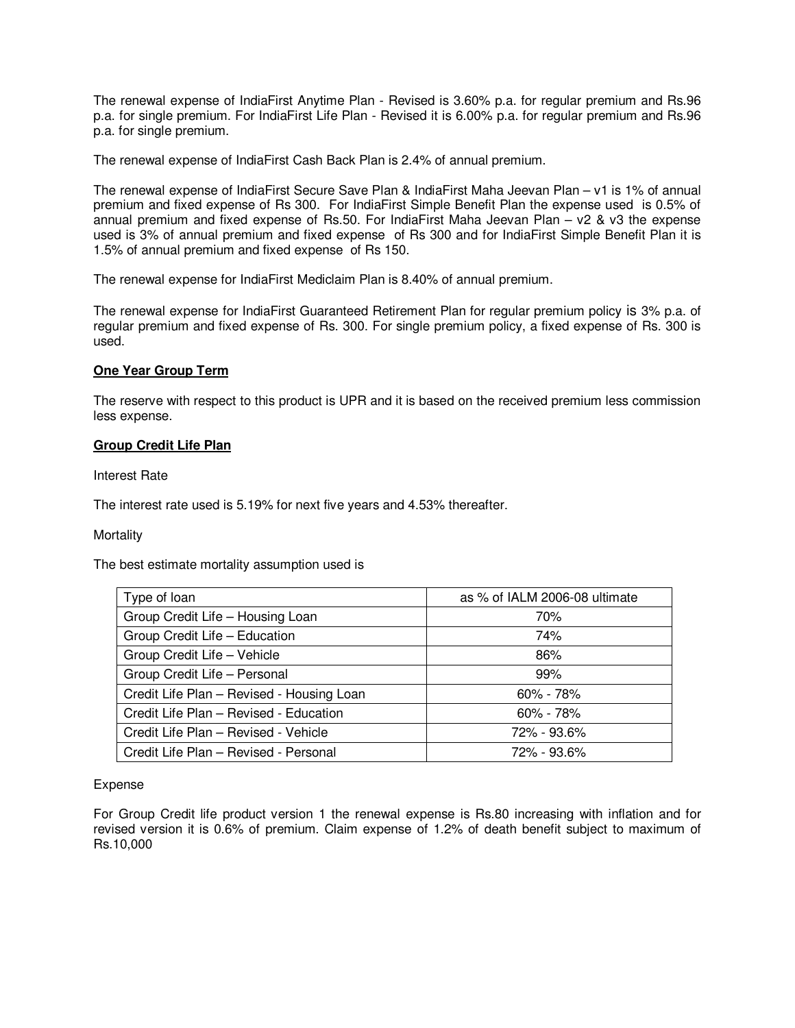The renewal expense of IndiaFirst Anytime Plan - Revised is 3.60% p.a. for regular premium and Rs.96 p.a. for single premium. For IndiaFirst Life Plan - Revised it is 6.00% p.a. for regular premium and Rs.96 p.a. for single premium.

The renewal expense of IndiaFirst Cash Back Plan is 2.4% of annual premium.

The renewal expense of IndiaFirst Secure Save Plan & IndiaFirst Maha Jeevan Plan – v1 is 1% of annual premium and fixed expense of Rs 300. For IndiaFirst Simple Benefit Plan the expense used is 0.5% of annual premium and fixed expense of Rs.50. For IndiaFirst Maha Jeevan Plan – v2 & v3 the expense used is 3% of annual premium and fixed expense of Rs 300 and for IndiaFirst Simple Benefit Plan it is 1.5% of annual premium and fixed expense of Rs 150.

The renewal expense for IndiaFirst Mediclaim Plan is 8.40% of annual premium.

The renewal expense for IndiaFirst Guaranteed Retirement Plan for regular premium policy is 3% p.a. of regular premium and fixed expense of Rs. 300. For single premium policy, a fixed expense of Rs. 300 is used.

**One Year Group Term**

The reserve with respect to this product is UPR and it is based on the received premium less commission less expense.

**Group Credit Life Plan**

Interest Rate

The interest rate used is 5.19% for next five years and 4.53% thereafter.

Mortality

The best estimate mortality assumption used is

| Type of loan | as % of IALM 2006-08 ultimate |
|---|---|
| Group Credit Life – Housing Loan | 70% |
| Group Credit Life – Education | 74% |
| Group Credit Life – Vehicle | 86% |
| Group Credit Life – Personal | 99% |
| Credit Life Plan – Revised - Housing Loan | 60% - 78% |
| Credit Life Plan – Revised - Education | 60% - 78% |
| Credit Life Plan – Revised - Vehicle | 72% - 93.6% |
| Credit Life Plan – Revised - Personal | 72% - 93.6% |

Expense

For Group Credit life product version 1 the renewal expense is Rs.80 increasing with inflation and for revised version it is 0.6% of premium. Claim expense of 1.2% of death benefit subject to maximum of Rs.10,000